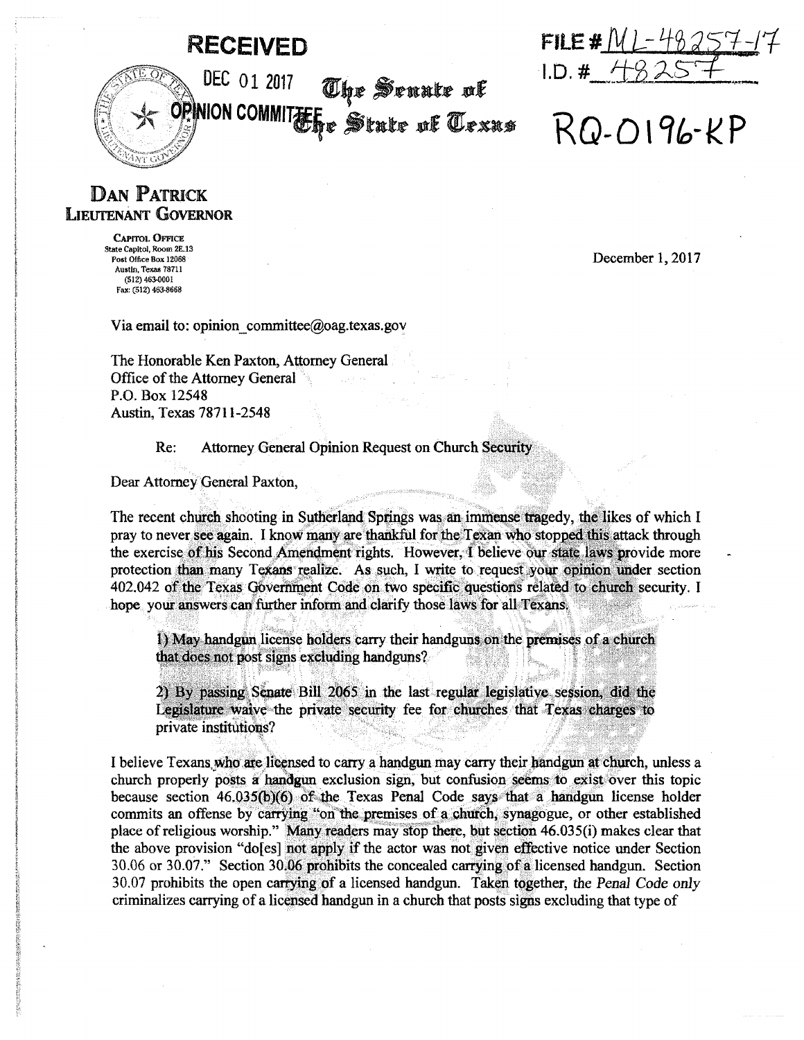**RECEIVED**

DEC 01 2017

OPINION COMMITTEE

**The Senate of The State of Texas**

FILE # ML-48257-17

I.D. # 48257

RQ-0196-KP

**DAN PATRICK**
**LIEUTENANT GOVERNOR**

CAPITOL OFFICE
State Capitol, Room 2E.13
Post Office Box 12068
Austin, Texas 78711
(512) 463-0001
Fax: (512) 463-8668

December 1, 2017

Via email to: opinion_committee@oag.texas.gov

The Honorable Ken Paxton, Attorney General
Office of the Attorney General
P.O. Box 12548
Austin, Texas 78711-2548

Re: Attorney General Opinion Request on Church Security

Dear Attorney General Paxton,

The recent church shooting in Sutherland Springs was an immense tragedy, the likes of which I pray to never see again. I know many are thankful for the Texan who stopped this attack through the exercise of his Second Amendment rights. However, I believe our state laws provide more protection than many Texans realize. As such, I write to request your opinion under section 402.042 of the Texas Government Code on two specific questions related to church security. I hope your answers can further inform and clarify those laws for all Texans.

> 1) May handgun license holders carry their handguns on the premises of a church that does not post signs excluding handguns?
>
> 2) By passing Senate Bill 2065 in the last regular legislative session, did the Legislature waive the private security fee for churches that Texas charges to private institutions?

I believe Texans who are licensed to carry a handgun may carry their handgun at church, unless a church properly posts a handgun exclusion sign, but confusion seems to exist over this topic because section 46.035(b)(6) of the Texas Penal Code says that a handgun license holder commits an offense by carrying "on the premises of a church, synagogue, or other established place of religious worship." Many readers may stop there, but section 46.035(i) makes clear that the above provision "do[es] not apply if the actor was not given effective notice under Section 30.06 or 30.07." Section 30.06 prohibits the concealed carrying of a licensed handgun. Section 30.07 prohibits the open carrying of a licensed handgun. Taken together, *the Penal Code only* criminalizes carrying of a licensed handgun in a church that posts signs excluding that type of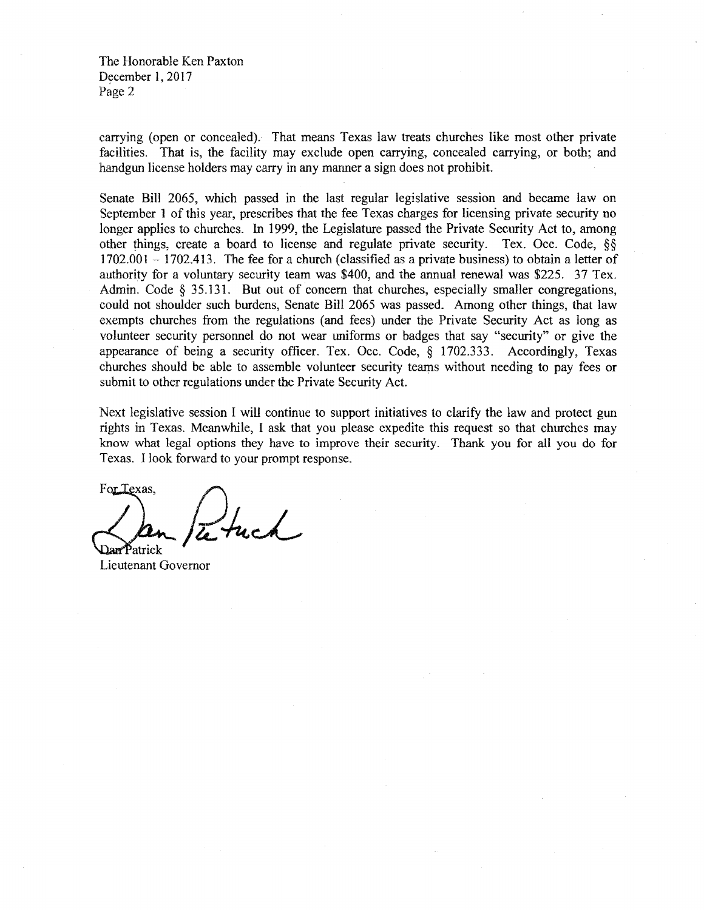carrying (open or concealed). That means Texas law treats churches like most other private facilities. That is, the facility may exclude open carrying, concealed carrying, or both; and handgun license holders may carry in any manner a sign does not prohibit.

Senate Bill 2065, which passed in the last regular legislative session and became law on September 1 of this year, prescribes that the fee Texas charges for licensing private security no longer applies to churches. In 1999, the Legislature passed the Private Security Act to, among other things, create a board to license and regulate private security. Tex. Occ. Code, §§ 1702.001 – 1702.413. The fee for a church (classified as a private business) to obtain a letter of authority for a voluntary security team was $400, and the annual renewal was $225. 37 Tex. Admin. Code § 35.131. But out of concern that churches, especially smaller congregations, could not shoulder such burdens, Senate Bill 2065 was passed. Among other things, that law exempts churches from the regulations (and fees) under the Private Security Act as long as volunteer security personnel do not wear uniforms or badges that say "security" or give the appearance of being a security officer. Tex. Occ. Code, § 1702.333. Accordingly, Texas churches should be able to assemble volunteer security teams without needing to pay fees or submit to other regulations under the Private Security Act.

Next legislative session I will continue to support initiatives to clarify the law and protect gun rights in Texas. Meanwhile, I ask that you please expedite this request so that churches may know what legal options they have to improve their security. Thank you for all you do for Texas. I look forward to your prompt response.

For Texas,

Dan Patrick

Dan Patrick
Lieutenant Governor